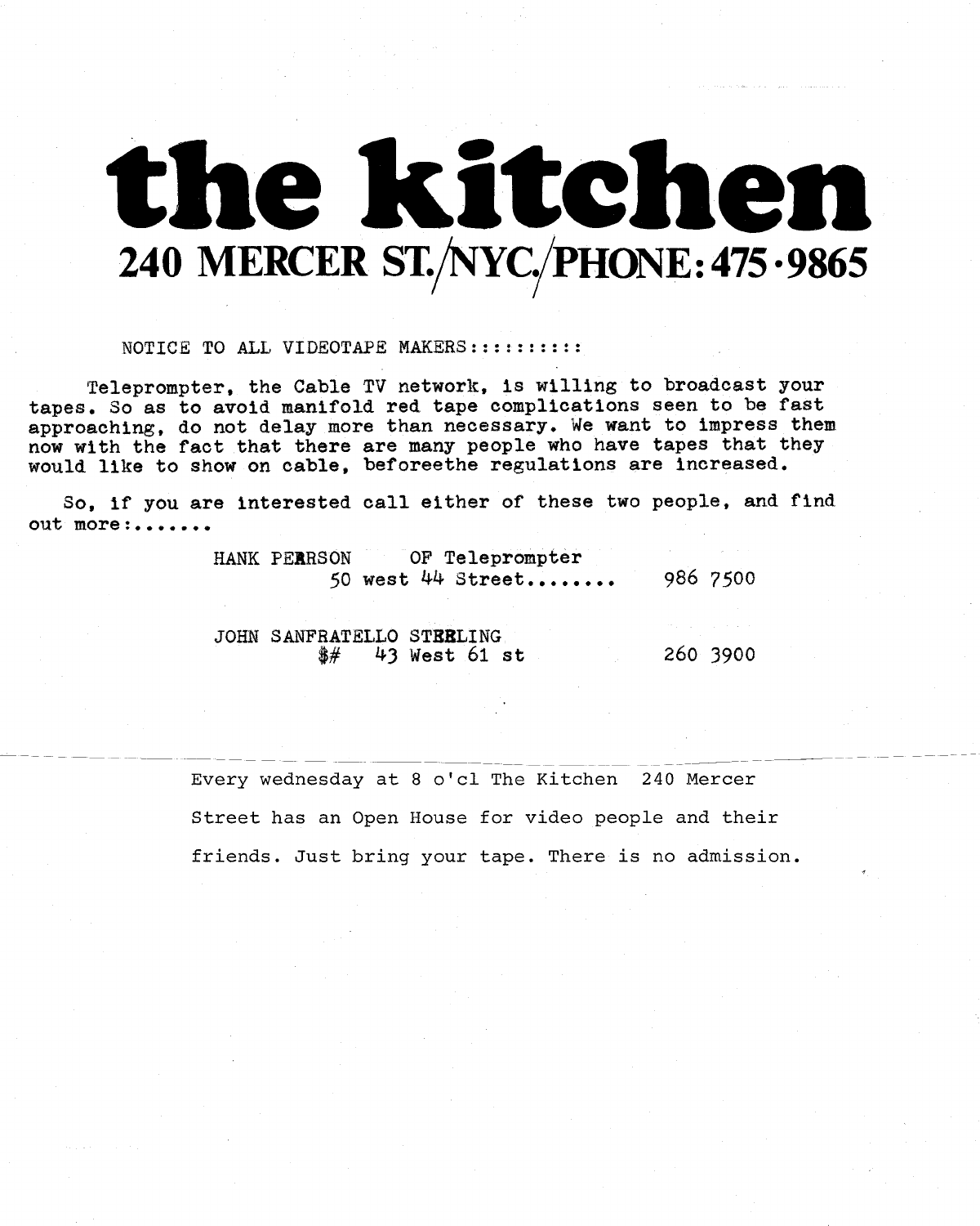# the kitchen

## 240 MERCER ST./NYC./PHONE: 475·9865

NOTICE TO ALL VIDEOTAPE MAKERS:::::::::

Teleprompter, the Cable TV network, is willing to broadcast your tapes. So as to avoid manifold red tape complications seen to be fast approaching, do not delay more than necessary. We want to impress them now with the fact that there are many people who have tapes that they would like to show on cable, beforeethe regulations are increased.

So, if you are interested call either of these two people, and find out more:.......

HANK PEARSON OF Teleprompter
50 west 44 Street........ 986 7500

JOHN SANFRATELLO STERLING
$# 43 West 61 st 260 3900

---

Every wednesday at 8 o'cl The Kitchen 240 Mercer Street has an Open House for video people and their friends. Just bring your tape. There is no admission.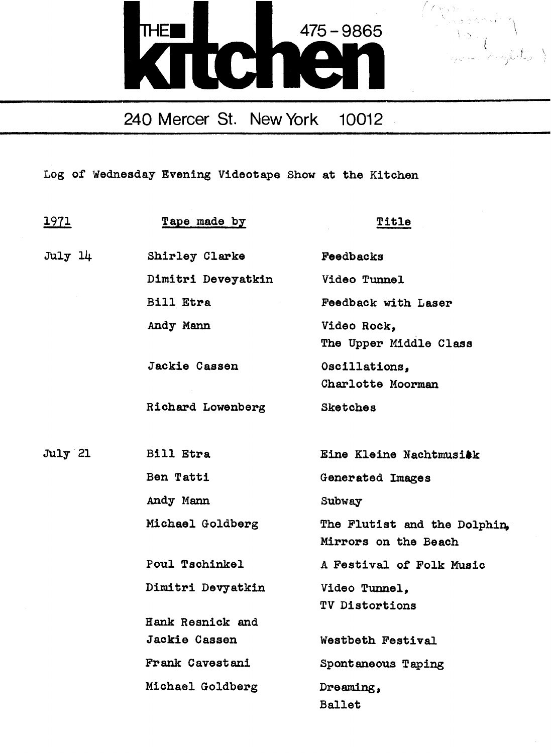# THE kitchen

475-9865

240 Mercer St. New York 10012

Log of Wednesday Evening Videotape Show at the Kitchen

| 1971 | Tape made by | Title |
|---|---|---|
| July 14 | Shirley Clarke | Feedbacks |
| | Dimitri Deveyatkin | Video Tunnel |
| | Bill Etra | Feedback with Laser |
| | Andy Mann | Video Rock, The Upper Middle Class |
| | Jackie Cassen | Oscillations, Charlotte Moorman |
| | Richard Lowenberg | Sketches |
| July 21 | Bill Etra | Eine Kleine Nachtmusik |
| | Ben Tatti | Generated Images |
| | Andy Mann | Subway |
| | Michael Goldberg | The Flutist and the Dolphin, Mirrors on the Beach |
| | Poul Tschinkel | A Festival of Folk Music |
| | Dimitri Devyatkin | Video Tunnel, TV Distortions |
| | Hank Resnick and Jackie Cassen | Westbeth Festival |
| | Frank Cavestani | Spontaneous Taping |
| | Michael Goldberg | Dreaming, Ballet |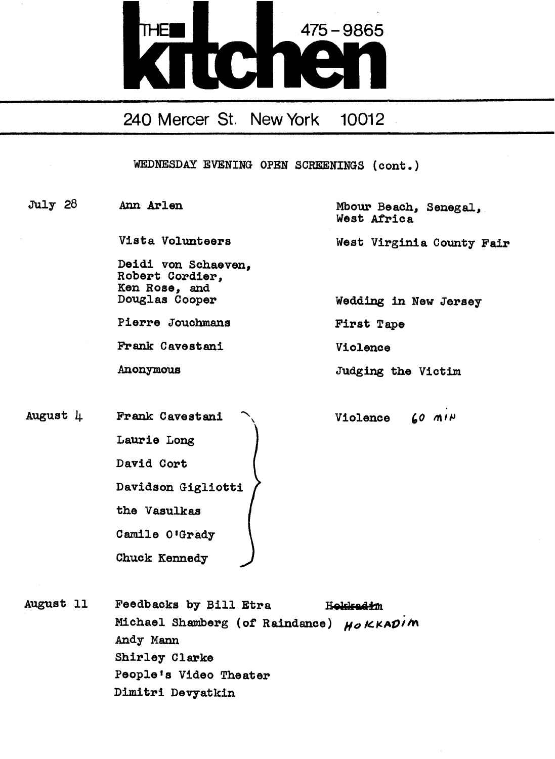# THE kitchen

475-9865

240 Mercer St. New York 10012

WEDNESDAY EVENING OPEN SCREENINGS (cont.)

| | | |
|---|---|---|
| July 28 | Ann Arlen | Mbour Beach, Senegal, West Africa |
| | Vista Volunteers | West Virginia County Fair |
| | Deidi von Schaeven, Robert Cordier, Ken Rose, and Douglas Cooper | Wedding in New Jersey |
| | Pierre Jouchmans | First Tape |
| | Frank Cavestani | Violence |
| | Anonymous | Judging the Victim |
| August 4 | Frank Cavestani | Violence 60 MIN |
| | Laurie Long | |
| | David Cort | |
| | Davidson Gigliotti | |
| | the Vasulkas | |
| | Camile O'Grady | |
| | Chuck Kennedy | |
| August 11 | Feedbacks by Bill Etra ~~Hokkadim~~ | |
| | Michael Shamberg (of Raindance) HOKKADIM | |
| | Andy Mann | |
| | Shirley Clarke | |
| | People's Video Theater | |
| | Dimitri Devyatkin | |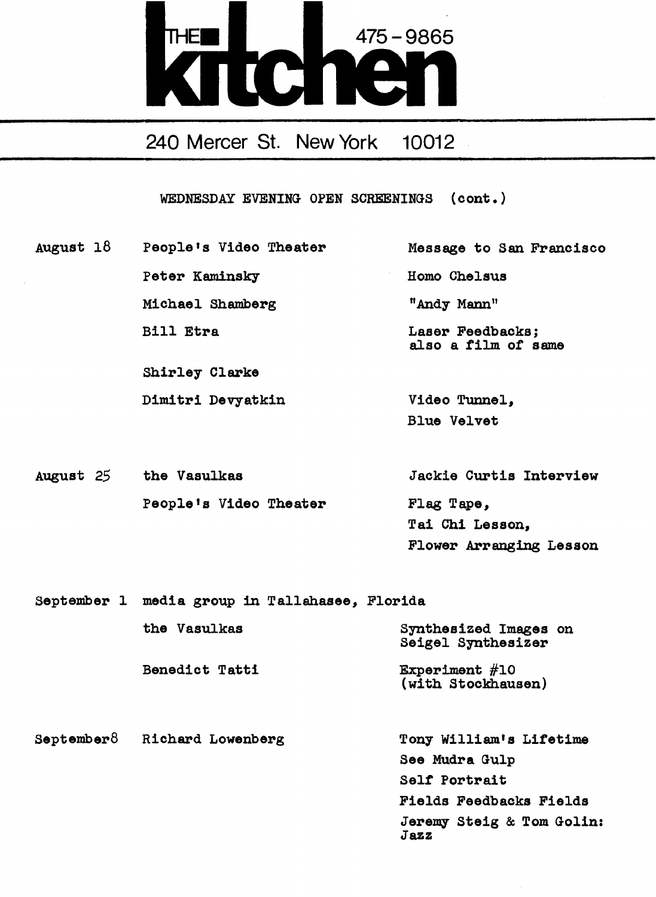# THE kitchen

475-9865

240 Mercer St. New York 10012

## WEDNESDAY EVENING OPEN SCREENINGS (cont.)

| Date | Artist | Work |
| --- | --- | --- |
| August 18 | People's Video Theater | Message to San Francisco |
| | Peter Kaminsky | Homo Chelsus |
| | Michael Shamberg | "Andy Mann" |
| | Bill Etra | Laser Feedbacks; also a film of same |
| | Shirley Clarke | |
| | Dimitri Devyatkin | Video Tunnel, Blue Velvet |
| August 25 | the Vasulkas | Jackie Curtis Interview |
| | People's Video Theater | Flag Tape, Tai Chi Lesson, Flower Arranging Lesson |
| September 1 | media group in Tallahasee, Florida | |
| | the Vasulkas | Synthesized Images on Seigel Synthesizer |
| | Benedict Tatti | Experiment #10 (with Stockhausen) |
| September8 | Richard Lowenberg | Tony William's Lifetime |
| | | See Mudra Gulp |
| | | Self Portrait |
| | | Fields Feedbacks Fields |
| | | Jeremy Steig & Tom Golin: Jazz |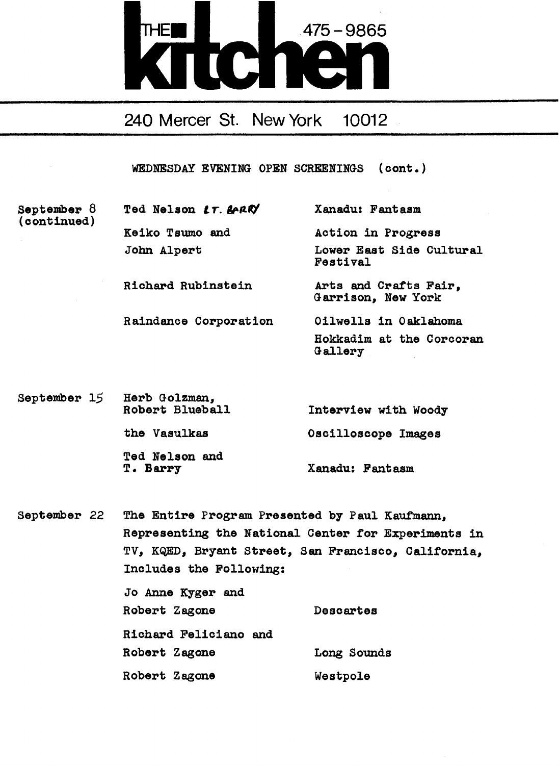# THE kitchen

475-9865

240 Mercer St. New York 10012

WEDNESDAY EVENING OPEN SCREENINGS (cont.)

| | | |
|---|---|---|
| September 8 (continued) | Ted Nelson & T. Barry | Xanadu: Fantasm |
| | Keiko Tsumo and John Alpert | Action in Progress<br>Lower East Side Cultural Festival |
| | Richard Rubinstein | Arts and Crafts Fair, Garrison, New York |
| | Raindance Corporation | Oilwells in Oaklahoma<br>Hokkadim at the Corcoran Gallery |
| September 15 | Herb Golzman, Robert Blueball | Interview with Woody |
| | the Vasulkas | Oscilloscope Images |
| | Ted Nelson and T. Barry | Xanadu: Fantasm |

September 22 The Entire Program Presented by Paul Kaufmann, Representing the National Center for Experiments in TV, KQED, Bryant Street, San Francisco, California, Includes the Following:

| | |
|---|---|
| Jo Anne Kyger and Robert Zagone | Descartes |
| Richard Feliciano and Robert Zagone | Long Sounds |
| Robert Zagone | Westpole |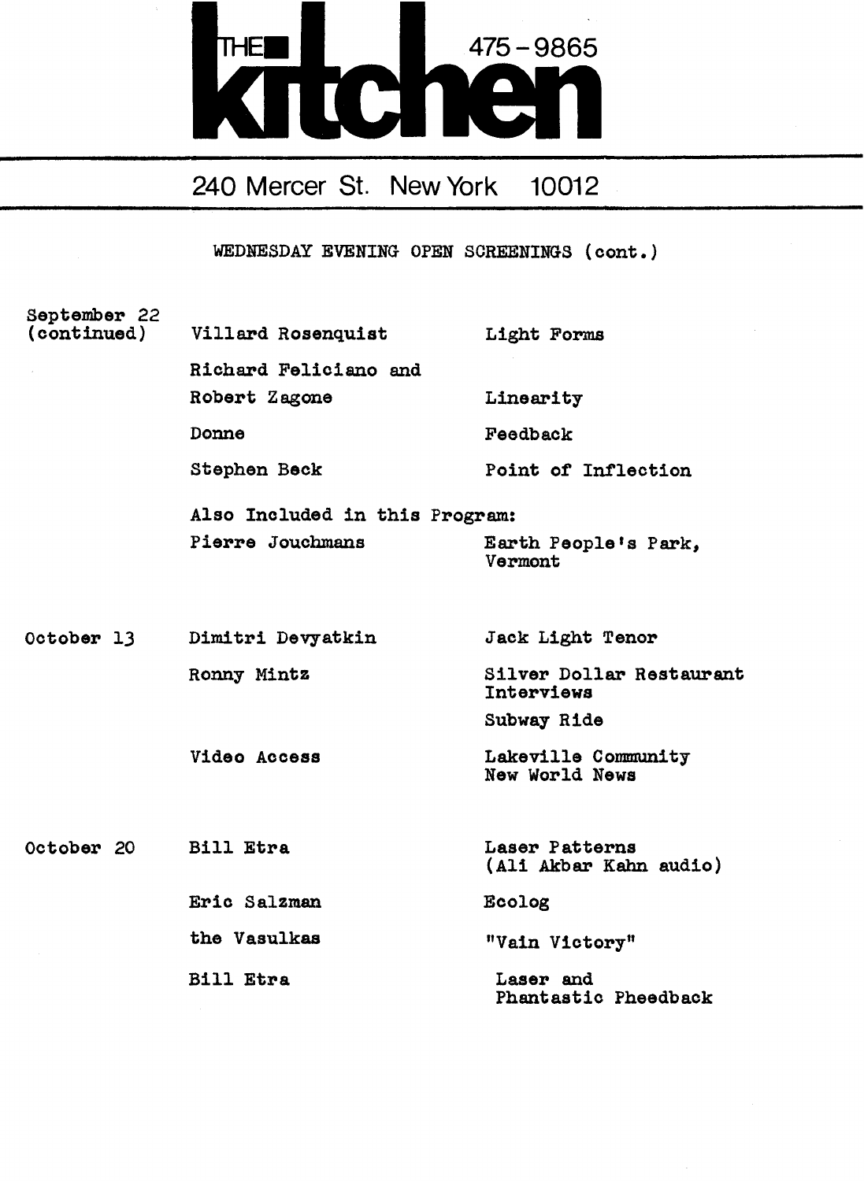THE kitchen 475-9865

240 Mercer St. New York 10012

WEDNESDAY EVENING OPEN SCREENINGS (cont.)

| | | |
|---|---|---|
| September 22 (continued) | Villard Rosenquist | Light Forms |
| | Richard Feliciano and Robert Zagone | Linearity |
| | Donne | Feedback |
| | Stephen Beck | Point of Inflection |
| | Also Included in this Program: | |
| | Pierre Jouchmans | Earth People's Park, Vermont |
| October 13 | Dimitri Devyatkin | Jack Light Tenor |
| | Ronny Mintz | Silver Dollar Restaurant Interviews |
| | | Subway Ride |
| | Video Access | Lakeville Community New World News |
| October 20 | Bill Etra | Laser Patterns (Ali Akbar Kahn audio) |
| | Eric Salzman | Ecolog |
| | the Vasulkas | "Vain Victory" |
| | Bill Etra | Laser and Phantastic Pheedback |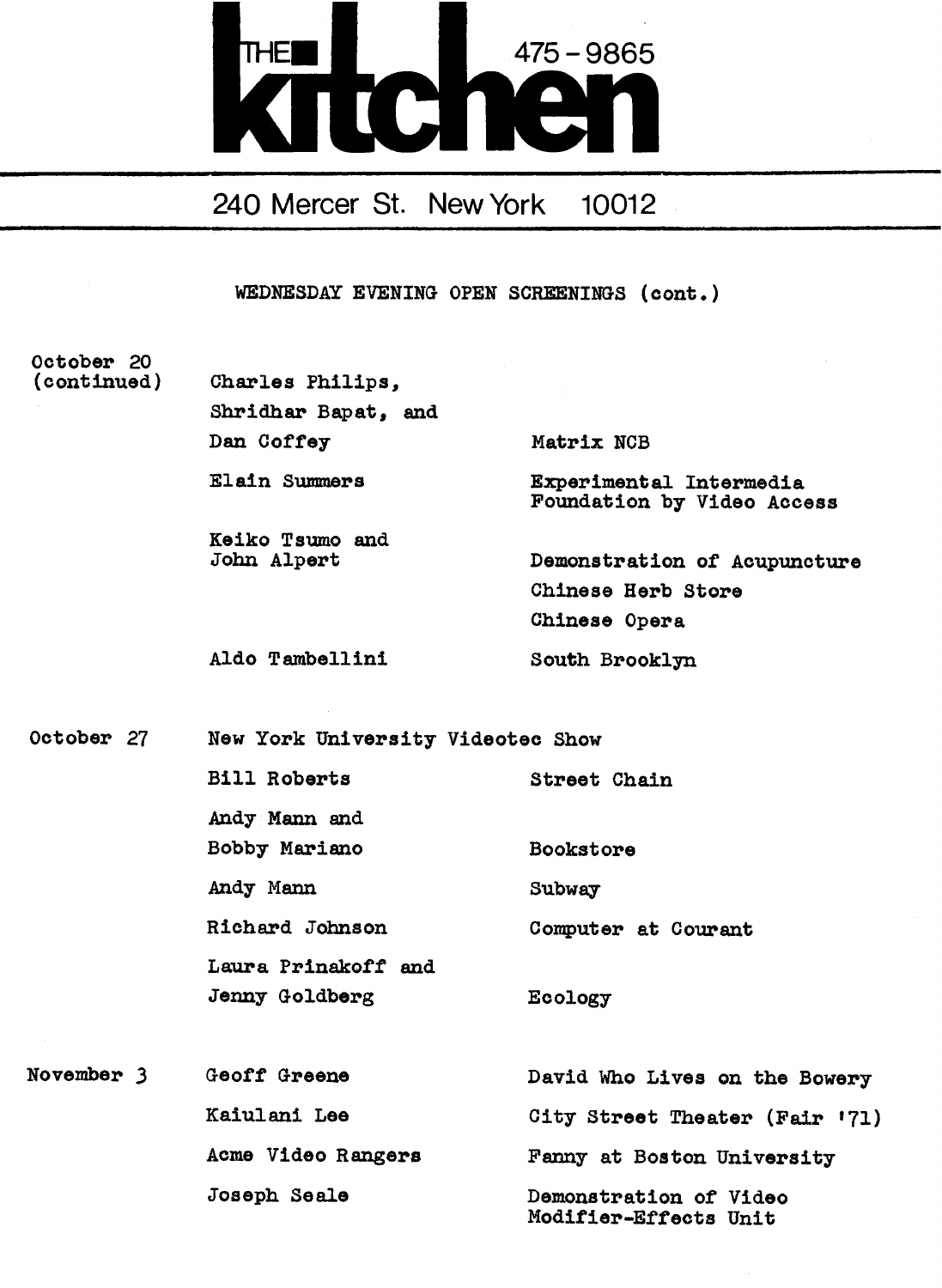# THE kitchen 475 - 9865

240 Mercer St. New York 10012

WEDNESDAY EVENING OPEN SCREENINGS (cont.)

| Date | Artist | Title |
|---|---|---|
| October 20 (continued) | Charles Philips, Shridhar Bapat, and Dan Coffey | Matrix NCB |
| | Elain Summers | Experimental Intermedia Foundation by Video Access |
| | Keiko Tsumo and John Alpert | Demonstration of Acupuncture |
| | | Chinese Herb Store |
| | | Chinese Opera |
| | Aldo Tambellini | South Brooklyn |
| October 27 | New York University Videotec Show | |
| | Bill Roberts | Street Chain |
| | Andy Mann and Bobby Mariano | Bookstore |
| | Andy Mann | Subway |
| | Richard Johnson | Computer at Courant |
| | Laura Prinakoff and Jenny Goldberg | Ecology |
| November 3 | Geoff Greene | David Who Lives on the Bowery |
| | Kaiulani Lee | City Street Theater (Fair '71) |
| | Acme Video Rangers | Fanny at Boston University |
| | Joseph Seale | Demonstration of Video Modifier-Effects Unit |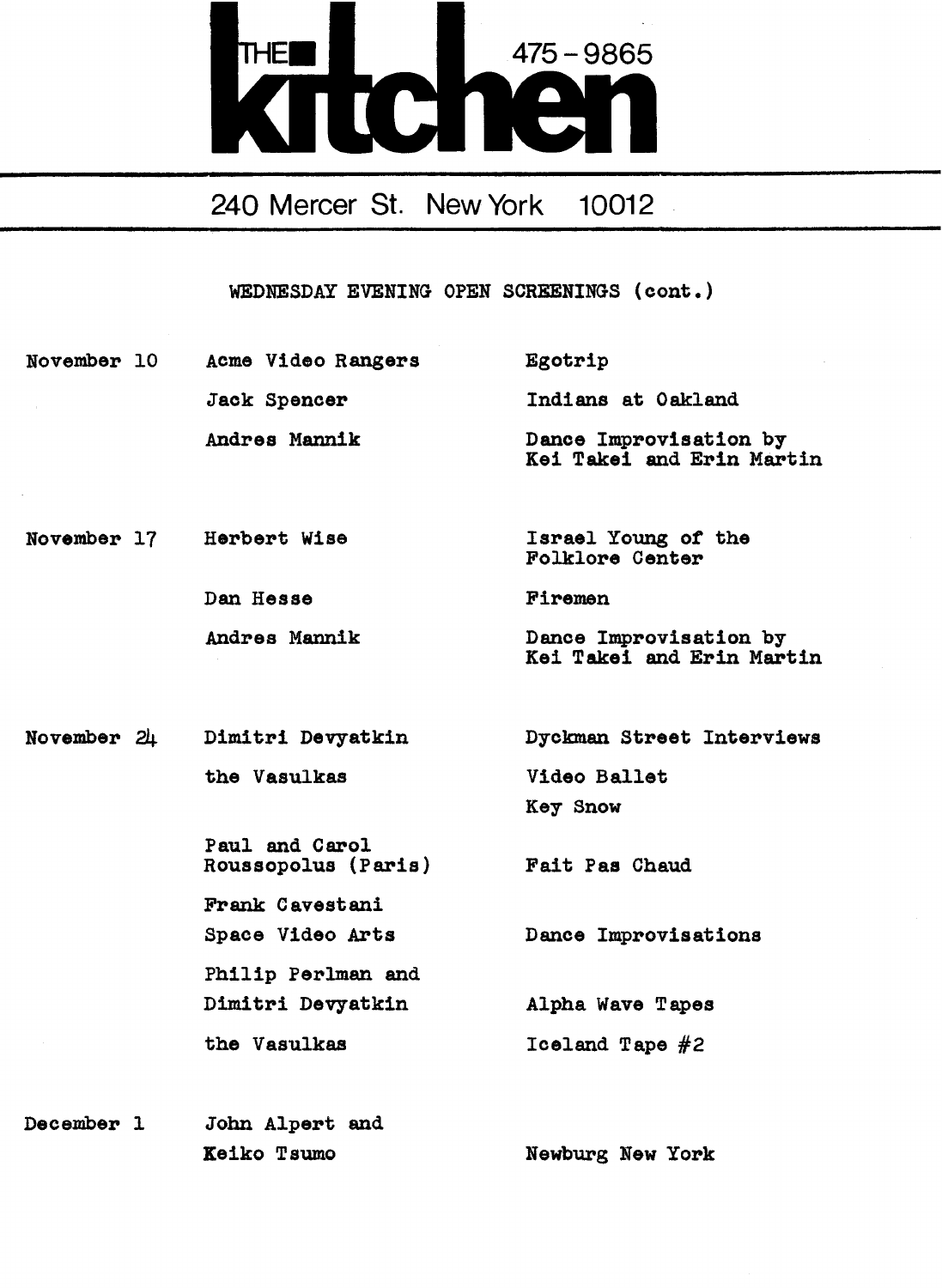# THE kitchen

475 - 9865

240 Mercer St. New York 10012

## WEDNESDAY EVENING OPEN SCREENINGS (cont.)

| Date | Artist | Title |
|---|---|---|
| November 10 | Acme Video Rangers | Egotrip |
| | Jack Spencer | Indians at Oakland |
| | Andres Mannik | Dance Improvisation by Kei Takei and Erin Martin |
| November 17 | Herbert Wise | Israel Young of the Folklore Center |
| | Dan Hesse | Firemen |
| | Andres Mannik | Dance Improvisation by Kei Takei and Erin Martin |
| November 24 | Dimitri Devyatkin | Dyckman Street Interviews |
| | the Vasulkas | Video Ballet |
| | | Key Snow |
| | Paul and Carol Roussopolus (Paris) | Fait Pas Chaud |
| | Frank Cavestani | |
| | Space Video Arts | Dance Improvisations |
| | Philip Perlman and Dimitri Devyatkin | Alpha Wave Tapes |
| | the Vasulkas | Iceland Tape #2 |
| December 1 | John Alpert and Keiko Tsumo | Newburg New York |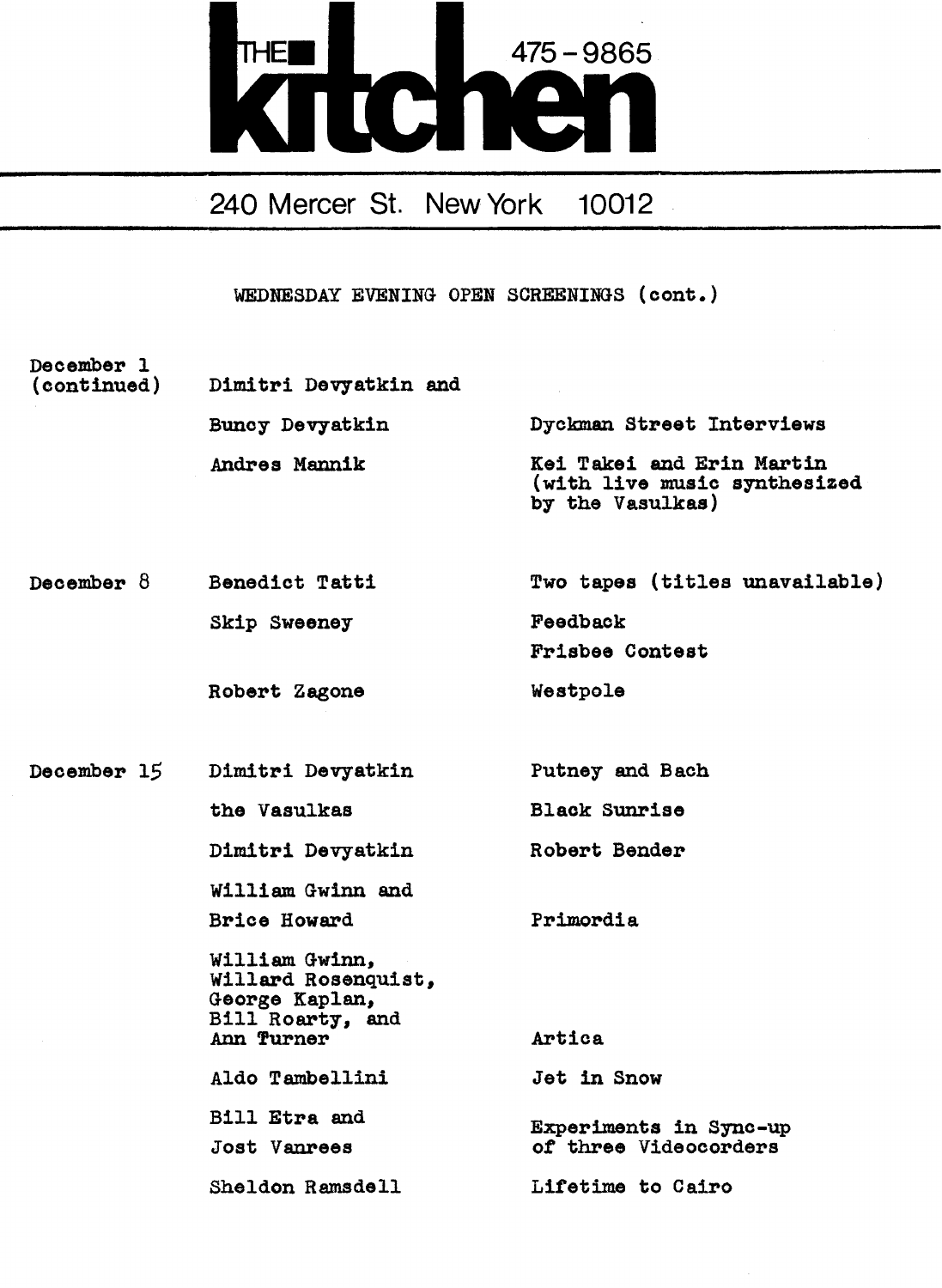THE kitchen 475-9865

240 Mercer St. New York 10012

## WEDNESDAY EVENING OPEN SCREENINGS (cont.)

| | | |
|---|---|---|
| December 1 (continued) | Dimitri Devyatkin and Buncy Devyatkin | Dyckman Street Interviews |
| | Andres Mannik | Kei Takei and Erin Martin (with live music synthesized by the Vasulkas) |
| December 8 | Benedict Tatti | Two tapes (titles unavailable) |
| | Skip Sweeney | Feedback |
| | | Frisbee Contest |
| | Robert Zagone | Westpole |
| December 15 | Dimitri Devyatkin | Putney and Bach |
| | the Vasulkas | Black Sunrise |
| | Dimitri Devyatkin | Robert Bender |
| | William Gwinn and Brice Howard | Primordia |
| | William Gwinn, Willard Rosenquist, George Kaplan, Bill Roarty, and Ann Turner | Artica |
| | Aldo Tambellini | Jet in Snow |
| | Bill Etra and Jost Vanrees | Experiments in Sync-up of three Videocorders |
| | Sheldon Ramsdell | Lifetime to Cairo |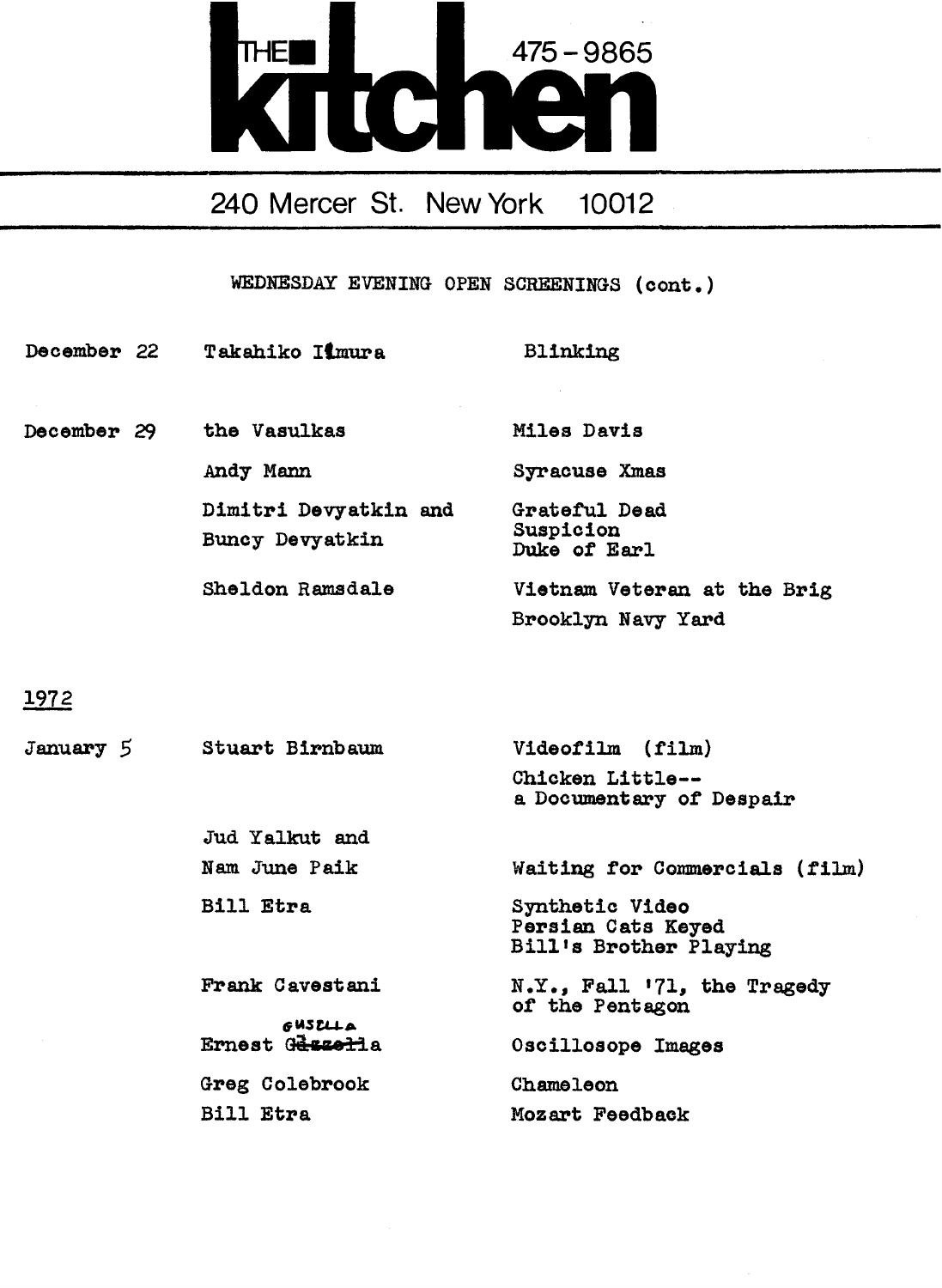# THE kitchen 475-9865

240 Mercer St. New York 10012

WEDNESDAY EVENING OPEN SCREENINGS (cont.)

| | | |
|---|---|---|
| December 22 | Takahiko Iimura | Blinking |
| December 29 | the Vasulkas | Miles Davis |
| | Andy Mann | Syracuse Xmas |
| | Dimitri Devyatkin and Buncy Devyatkin | Grateful Dead<br>Suspicion<br>Duke of Earl |
| | Sheldon Ramsdale | Vietnam Veteran at the Brig<br>Brooklyn Navy Yard |

<u>1972</u>

| | | |
|---|---|---|
| January 5 | Stuart Birnbaum | Videofilm (film)<br>Chicken Little--<br>a Documentary of Despair |
| | Jud Yalkut and<br>Nam June Paik | Waiting for Commercials (film) |
| | Bill Etra | Synthetic Video<br>Persian Cats Keyed<br>Bill's Brother Playing |
| | Frank Cavestani | N.Y., Fall '71, the Tragedy of the Pentagon |
| | Ernest Gusella | Oscillosope Images |
| | Greg Colebrook | Chameleon |
| | Bill Etra | Mozart Feedback |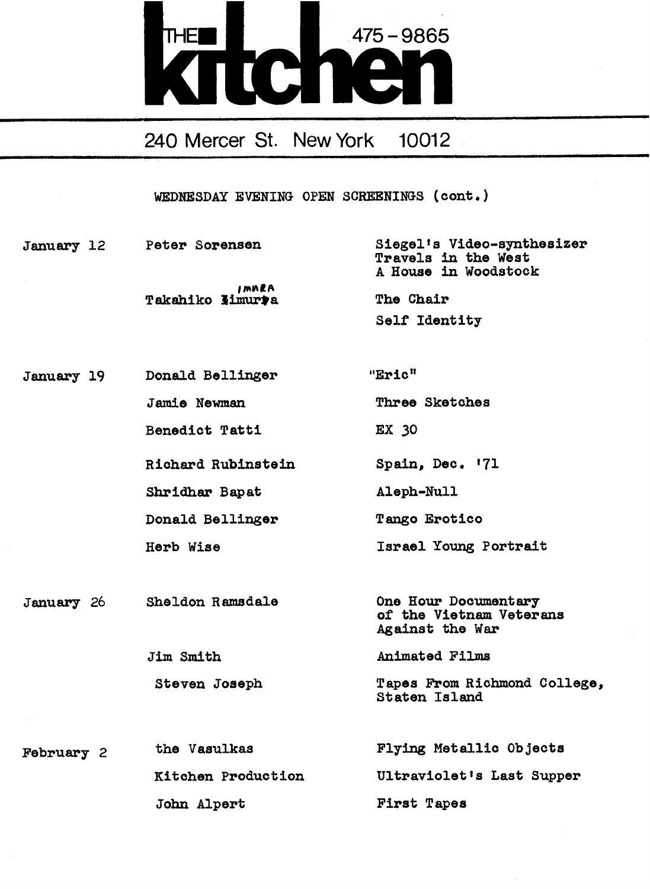# THE kitchen 475-9865

240 Mercer St. New York 10012

WEDNESDAY EVENING OPEN SCREENINGS (cont.)

| | | |
|---|---|---|
| January 12 | Peter Sorensen | Siegel's Video-synthesizer<br>Travels in the West<br>A House in Woodstock |
| | Takahiko Iimura | The Chair |
| | | Self Identity |
| January 19 | Donald Bellinger | "Eric" |
| | Jamie Newman | Three Sketches |
| | Benedict Tatti | EX 30 |
| | Richard Rubinstein | Spain, Dec. '71 |
| | Shridhar Bapat | Aleph-Null |
| | Donald Bellinger | Tango Erotico |
| | Herb Wise | Israel Young Portrait |
| January 26 | Sheldon Ramsdale | One Hour Documentary of the Vietnam Veterans Against the War |
| | Jim Smith | Animated Films |
| | Steven Joseph | Tapes From Richmond College, Staten Island |
| February 2 | the Vasulkas | Flying Metallic Objects |
| | Kitchen Production | Ultraviolet's Last Supper |
| | John Alpert | First Tapes |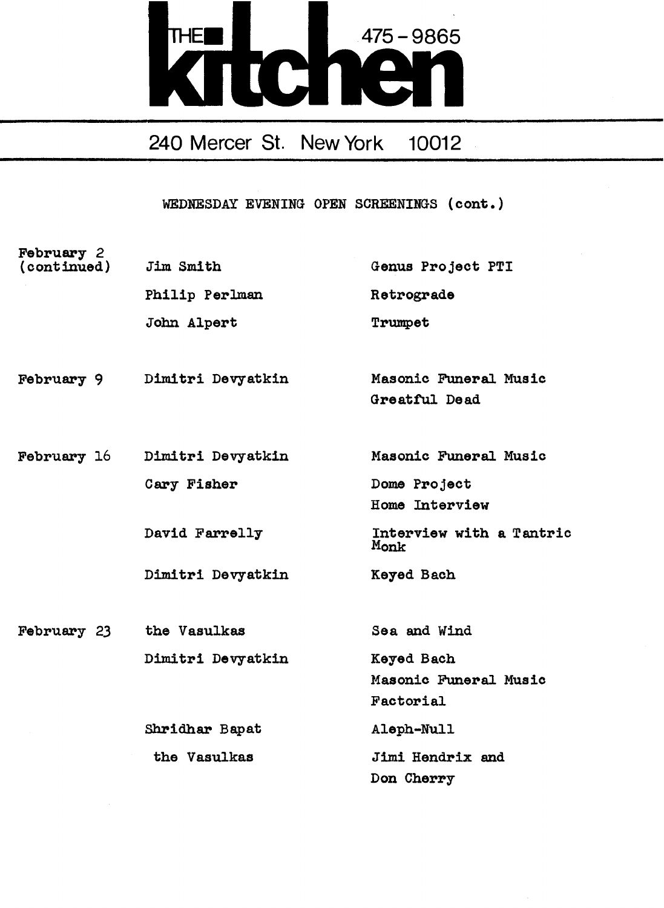# THE kitchen

475-9865

240 Mercer St. New York 10012

WEDNESDAY EVENING OPEN SCREENINGS (cont.)

| | | |
|---|---|---|
| February 2 (continued) | Jim Smith | Genus Project PTI |
| | Philip Perlman | Retrograde |
| | John Alpert | Trumpet |
| February 9 | Dimitri Devyatkin | Masonic Funeral Music<br>Greatful Dead |
| February 16 | Dimitri Devyatkin | Masonic Funeral Music |
| | Cary Fisher | Dome Project<br>Home Interview |
| | David Farrelly | Interview with a Tantric Monk |
| | Dimitri Devyatkin | Keyed Bach |
| February 23 | the Vasulkas | Sea and Wind |
| | Dimitri Devyatkin | Keyed Bach<br>Masonic Funeral Music<br>Factorial |
| | Shridhar Bapat | Aleph-Null |
| | the Vasulkas | Jimi Hendrix and Don Cherry |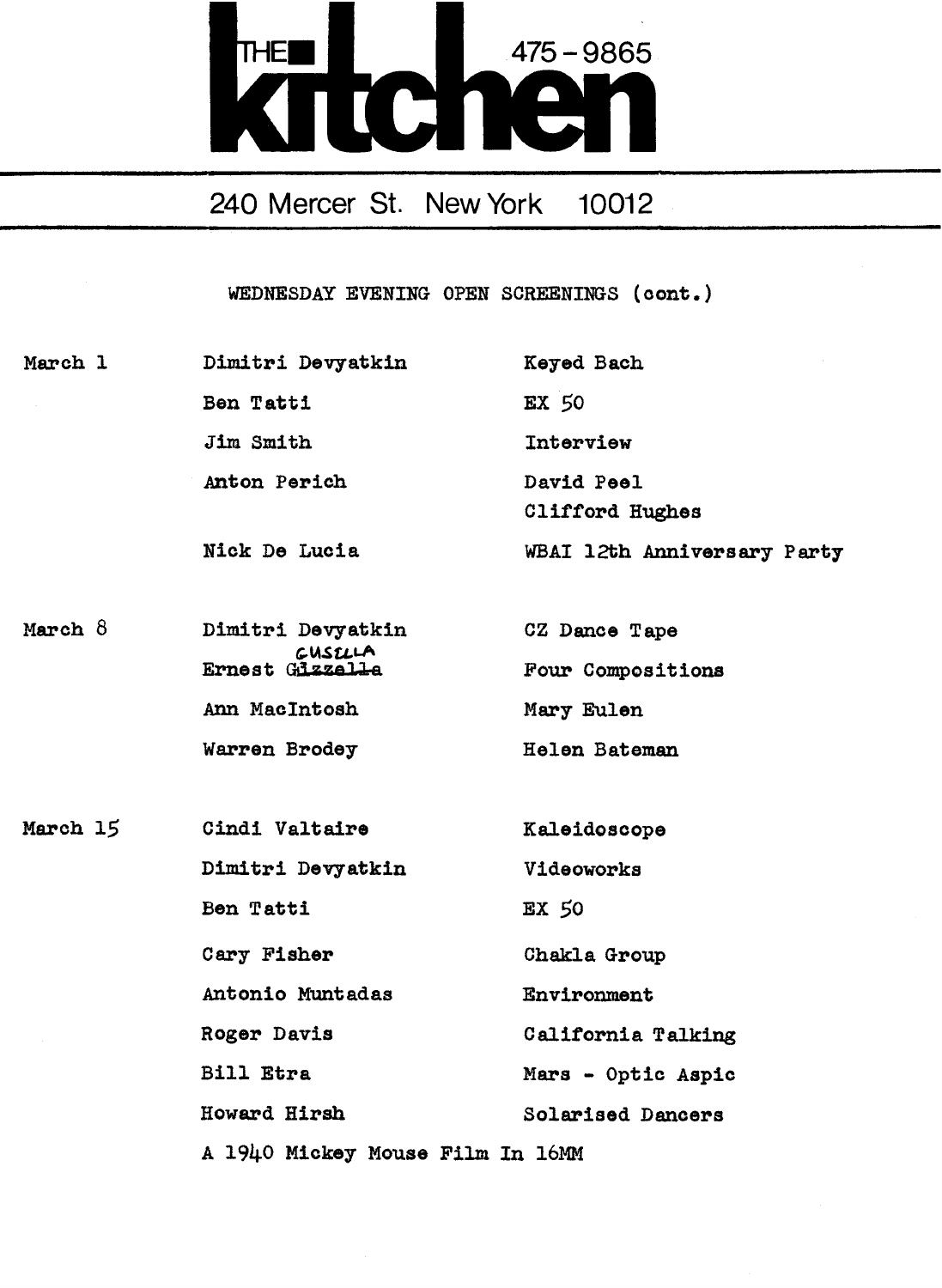# THE kitchen 475-9865

240 Mercer St. New York 10012

WEDNESDAY EVENING OPEN SCREENINGS (cont.)

| | | |
|---|---|---|
| March 1 | Dimitri Devyatkin | Keyed Bach |
| | Ben Tatti | EX 50 |
| | Jim Smith | Interview |
| | Anton Perich | David Peel<br>Clifford Hughes |
| | Nick De Lucia | WBAI 12th Anniversary Party |
| March 8 | Dimitri Devyatkin | CZ Dance Tape |
| | Ernest ~~Gizzella~~ GUSELLA | Four Compositions |
| | Ann MacIntosh | Mary Eulen |
| | Warren Brodey | Helen Bateman |
| March 15 | Cindi Valtaire | Kaleidoscope |
| | Dimitri Devyatkin | Videoworks |
| | Ben Tatti | EX 50 |
| | Cary Fisher | Chakla Group |
| | Antonio Muntadas | Environment |
| | Roger Davis | California Talking |
| | Bill Etra | Mars - Optic Aspic |
| | Howard Hirsh | Solarised Dancers |
| | A 1940 Mickey Mouse Film In 16MM | |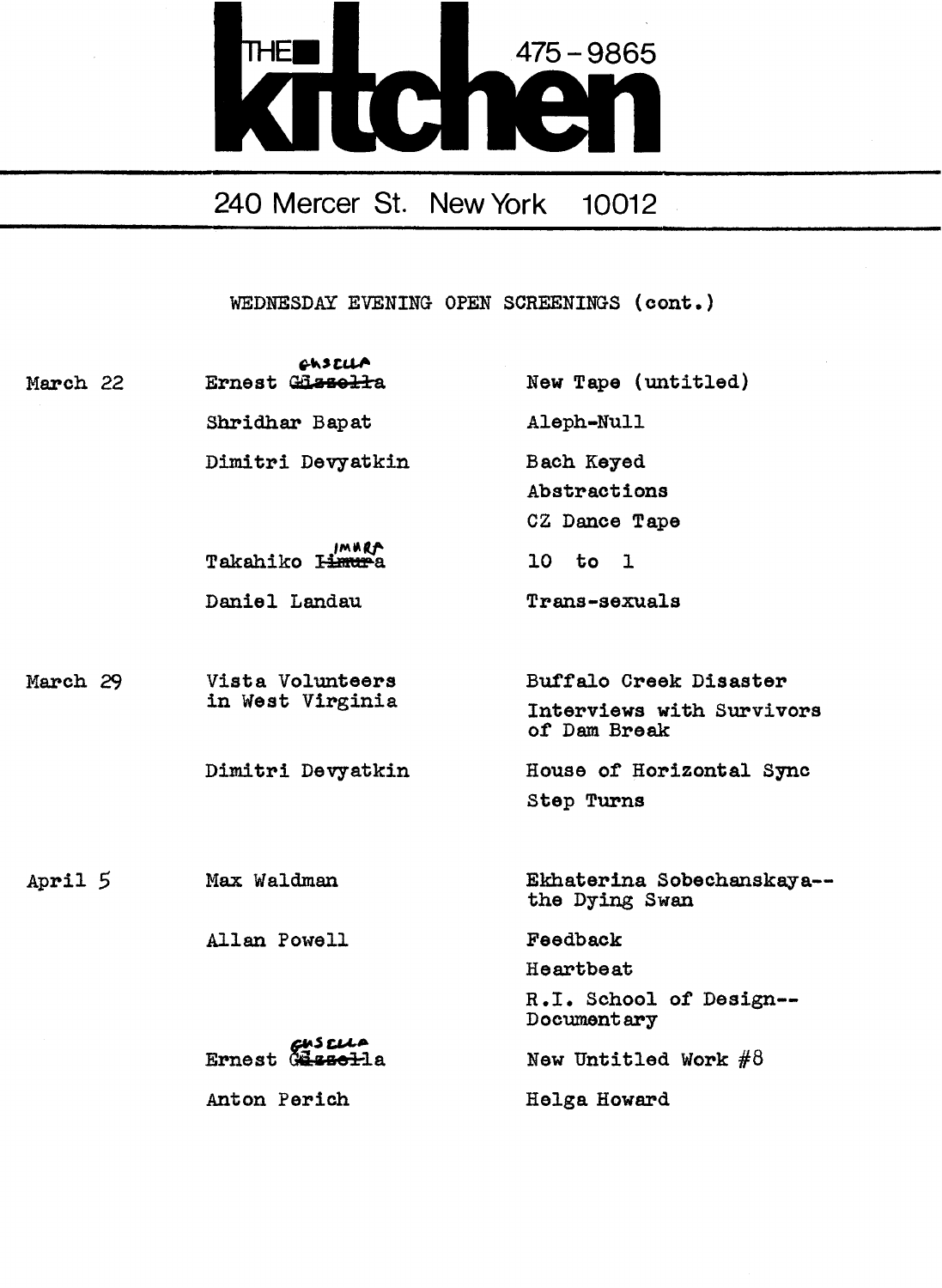# THE kitchen

475-9865

240 Mercer St. New York 10012

WEDNESDAY EVENING OPEN SCREENINGS (cont.)

| Date | Artist | Work |
|---|---|---|
| March 22 | Ernest Gusella | New Tape (untitled) |
| | Shridhar Bapat | Aleph-Null |
| | Dimitri Devyatkin | Bach Keyed |
| | | Abstractions |
| | | CZ Dance Tape |
| | Takahiko Imura | 10 to 1 |
| | Daniel Landau | Trans-sexuals |
| March 29 | Vista Volunteers in West Virginia | Buffalo Creek Disaster |
| | | Interviews with Survivors of Dam Break |
| | Dimitri Devyatkin | House of Horizontal Sync |
| | | Step Turns |
| April 5 | Max Waldman | Ekhaterina Sobechanskaya--the Dying Swan |
| | Allan Powell | Feedback |
| | | Heartbeat |
| | | R.I. School of Design--Documentary |
| | Ernest Gusella | New Untitled Work #8 |
| | Anton Perich | Helga Howard |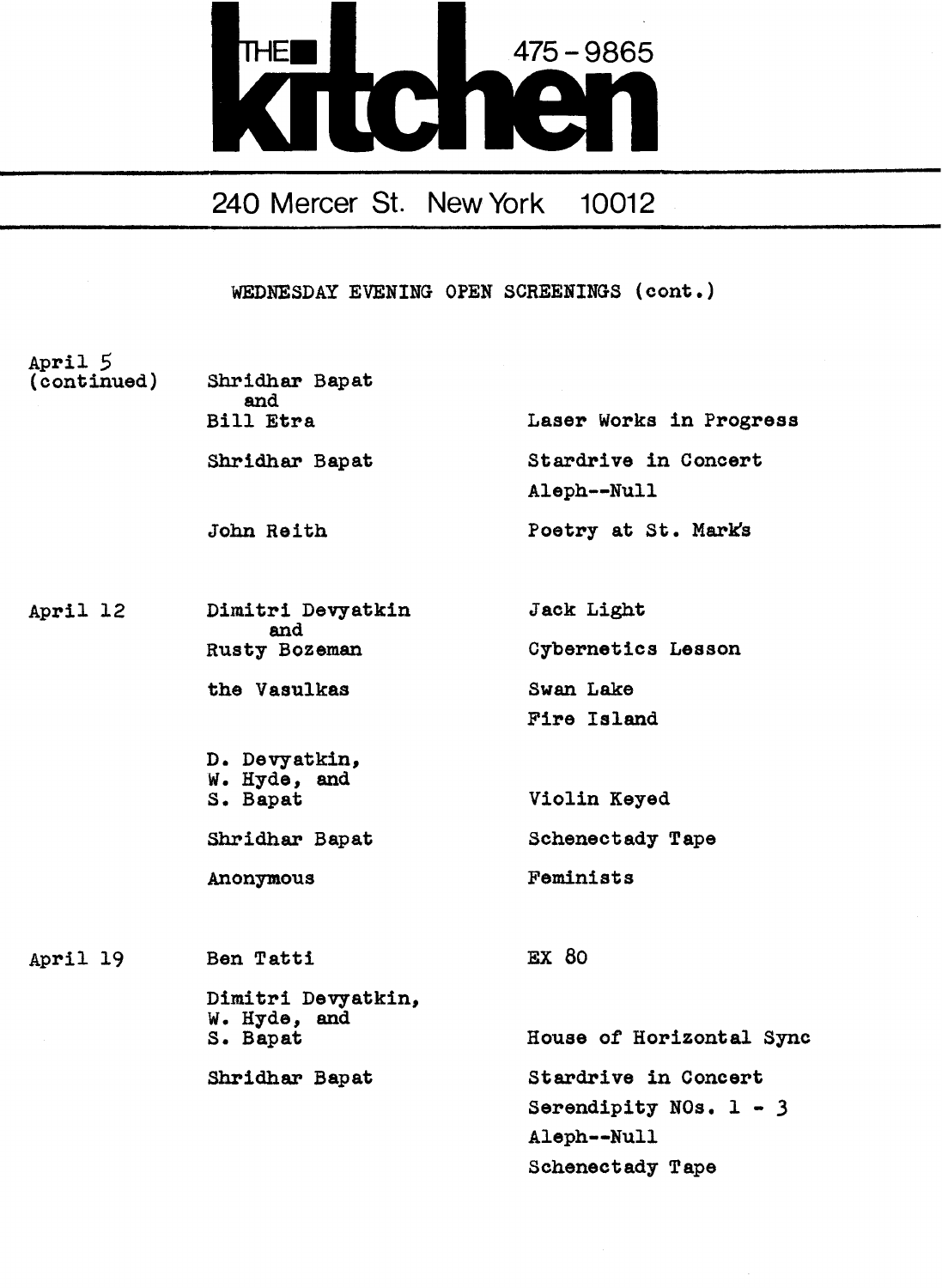# THE kitchen

475-9865

240 Mercer St. New York 10012

## WEDNESDAY EVENING OPEN SCREENINGS (cont.)

| Date | Artist | Work |
|---|---|---|
| April 5 (continued) | Shridhar Bapat and Bill Etra | Laser Works in Progress |
| | Shridhar Bapat | Stardrive in Concert |
| | | Aleph--Null |
| | John Reith | Poetry at St. Mark's |
| April 12 | Dimitri Devyatkin and Rusty Bozeman | Jack Light |
| | | Cybernetics Lesson |
| | the Vasulkas | Swan Lake |
| | | Fire Island |
| | D. Devyatkin, W. Hyde, and S. Bapat | Violin Keyed |
| | Shridhar Bapat | Schenectady Tape |
| | Anonymous | Feminists |
| April 19 | Ben Tatti | EX 80 |
| | Dimitri Devyatkin, W. Hyde, and S. Bapat | House of Horizontal Sync |
| | Shridhar Bapat | Stardrive in Concert |
| | | Serendipity NOs. 1 - 3 |
| | | Aleph--Null |
| | | Schenectady Tape |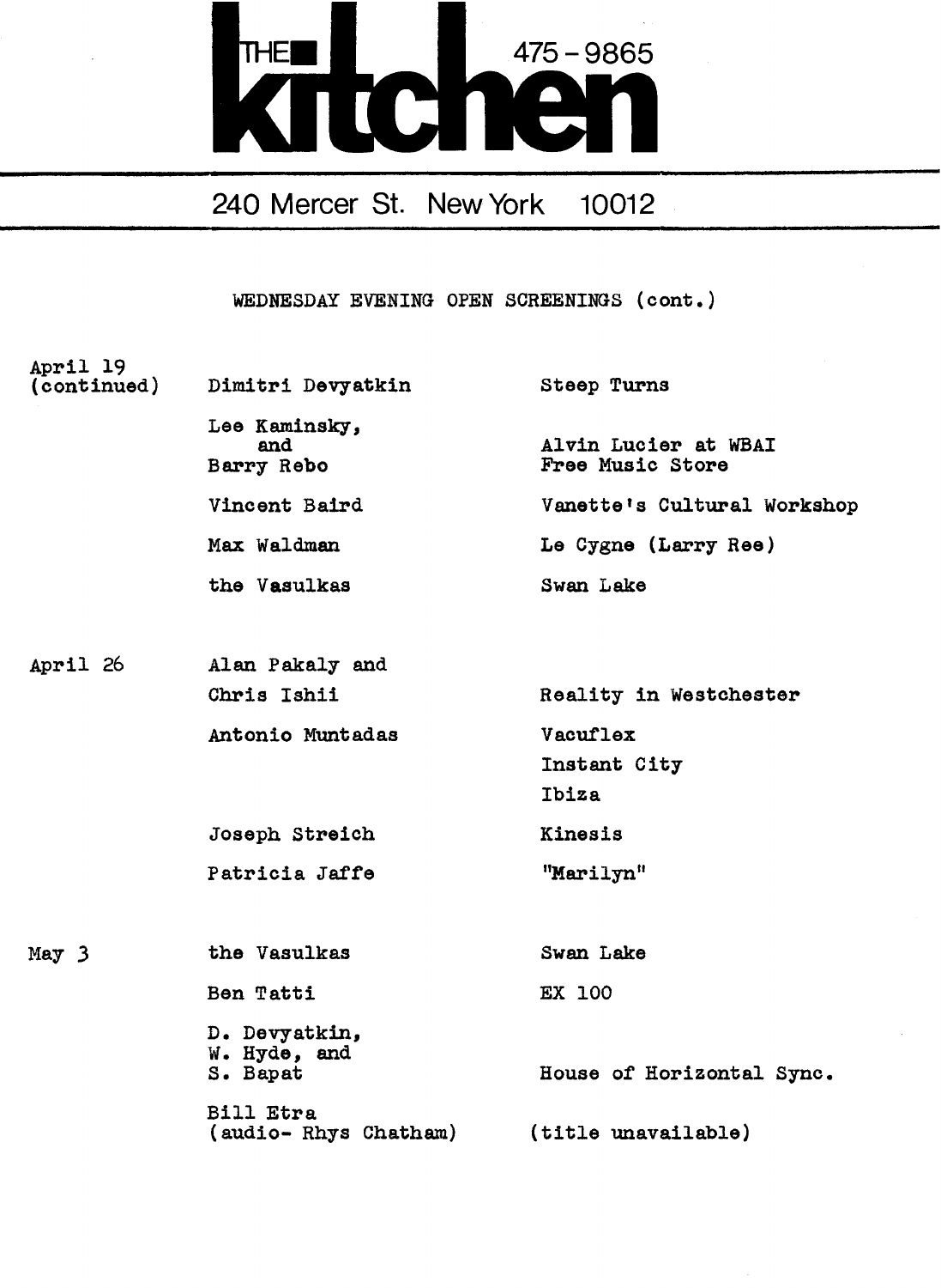# THE kitchen 475-9865

240 Mercer St. New York 10012

WEDNESDAY EVENING OPEN SCREENINGS (cont.)

| Date | Artist | Title |
|---|---|---|
| April 19 (continued) | Dimitri Devyatkin | Steep Turns |
| | Lee Kaminsky, and Barry Rebo | Alvin Lucier at WBAI Free Music Store |
| | Vincent Baird | Vanette's Cultural Workshop |
| | Max Waldman | Le Cygne (Larry Ree) |
| | the Vasulkas | Swan Lake |
| April 26 | Alan Pakaly and Chris Ishii | Reality in Westchester |
| | Antonio Muntadas | Vacuflex |
| | | Instant City |
| | | Ibiza |
| | Joseph Streich | Kinesis |
| | Patricia Jaffe | "Marilyn" |
| May 3 | the Vasulkas | Swan Lake |
| | Ben Tatti | EX 100 |
| | D. Devyatkin, W. Hyde, and S. Bapat | House of Horizontal Sync. |
| | Bill Etra (audio- Rhys Chatham) | (title unavailable) |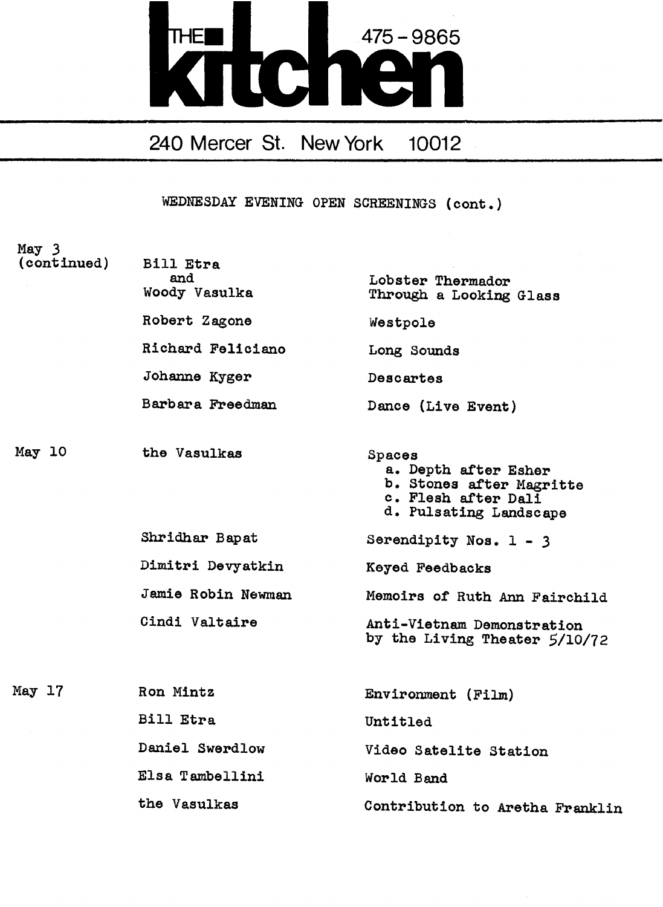# THE kitchen

475-9865

240 Mercer St. New York 10012

WEDNESDAY EVENING OPEN SCREENINGS (cont.)

| Date | Artist | Work |
| --- | --- | --- |
| May 3 (continued) | Bill Etra and Woody Vasulka | Lobster Thermador Through a Looking Glass |
| | Robert Zagone | Westpole |
| | Richard Feliciano | Long Sounds |
| | Johanne Kyger | Descartes |
| | Barbara Freedman | Dance (Live Event) |
| May 10 | the Vasulkas | Spaces<br>a. Depth after Esher<br>b. Stones after Magritte<br>c. Flesh after Dali<br>d. Pulsating Landscape |
| | Shridhar Bapat | Serendipity Nos. 1 - 3 |
| | Dimitri Devyatkin | Keyed Feedbacks |
| | Jamie Robin Newman | Memoirs of Ruth Ann Fairchild |
| | Cindi Valtaire | Anti-Vietnam Demonstration by the Living Theater 5/10/72 |
| May 17 | Ron Mintz | Environment (Film) |
| | Bill Etra | Untitled |
| | Daniel Swerdlow | Video Satelite Station |
| | Elsa Tambellini | World Band |
| | the Vasulkas | Contribution to Aretha Franklin |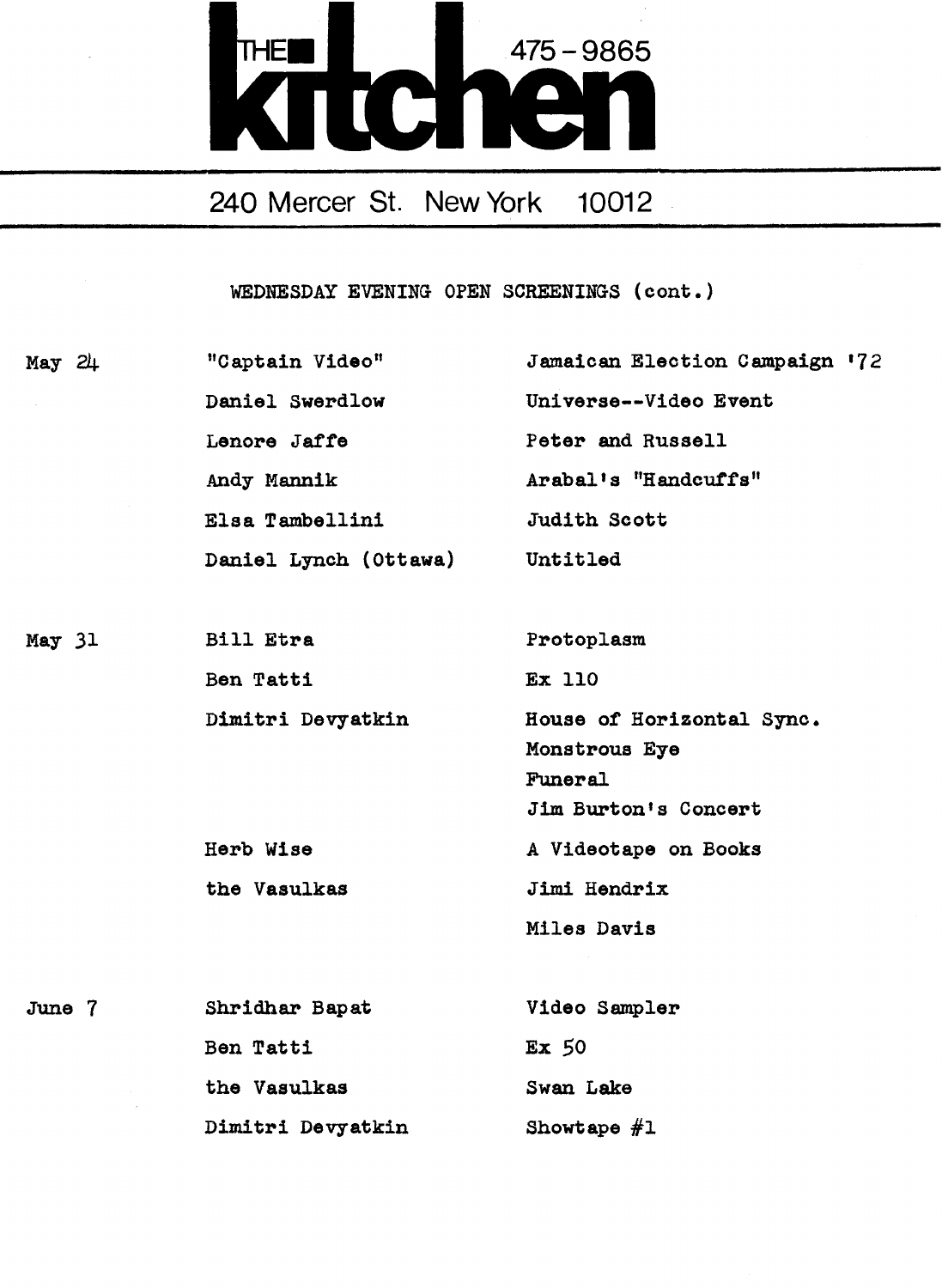# THE kitchen

475-9865

240 Mercer St. New York 10012

WEDNESDAY EVENING OPEN SCREENINGS (cont.)

| Date | Artist | Title |
| --- | --- | --- |
| May 24 | "Captain Video" | Jamaican Election Campaign '72 |
| | Daniel Swerdlow | Universe--Video Event |
| | Lenore Jaffe | Peter and Russell |
| | Andy Mannik | Arabal's "Handcuffs" |
| | Elsa Tambellini | Judith Scott |
| | Daniel Lynch (Ottawa) | Untitled |
| May 31 | Bill Etra | Protoplasm |
| | Ben Tatti | Ex 110 |
| | Dimitri Devyatkin | House of Horizontal Sync. |
| | | Monstrous Eye |
| | | Funeral |
| | | Jim Burton's Concert |
| | Herb Wise | A Videotape on Books |
| | the Vasulkas | Jimi Hendrix |
| | | Miles Davis |
| June 7 | Shridhar Bapat | Video Sampler |
| | Ben Tatti | Ex 50 |
| | the Vasulkas | Swan Lake |
| | Dimitri Devyatkin | Showtape #1 |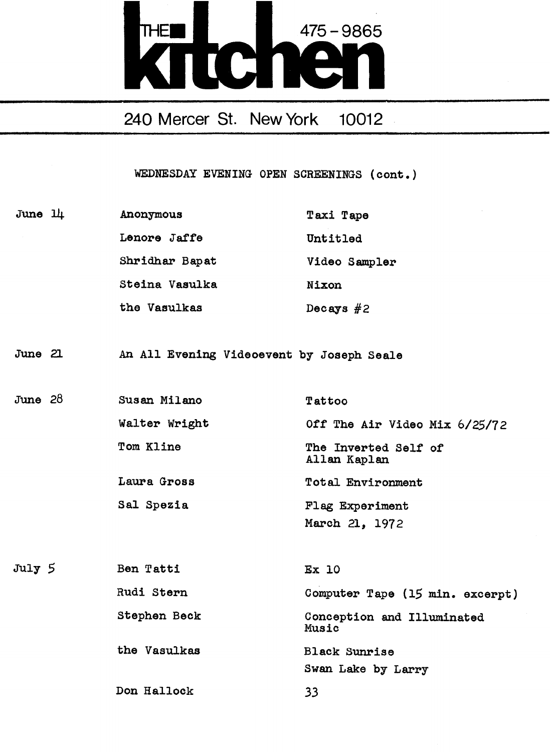# THE kitchen

475 - 9865

240 Mercer St. New York 10012

## WEDNESDAY EVENING OPEN SCREENINGS (cont.)

| Date | Artist | Title |
| --- | --- | --- |
| June 14 | Anonymous | Taxi Tape |
| | Lenore Jaffe | Untitled |
| | Shridhar Bapat | Video Sampler |
| | Steina Vasulka | Nixon |
| | the Vasulkas | Decays #2 |
| June 21 | An All Evening Videoevent by Joseph Seale | |
| June 28 | Susan Milano | Tattoo |
| | Walter Wright | Off The Air Video Mix 6/25/72 |
| | Tom Kline | The Inverted Self of Allan Kaplan |
| | Laura Gross | Total Environment |
| | Sal Spezia | Flag Experiment March 21, 1972 |
| July 5 | Ben Tatti | Ex 10 |
| | Rudi Stern | Computer Tape (15 min. excerpt) |
| | Stephen Beck | Conception and Illuminated Music |
| | the Vasulkas | Black Sunrise<br>Swan Lake by Larry |
| | Don Hallock | 33 |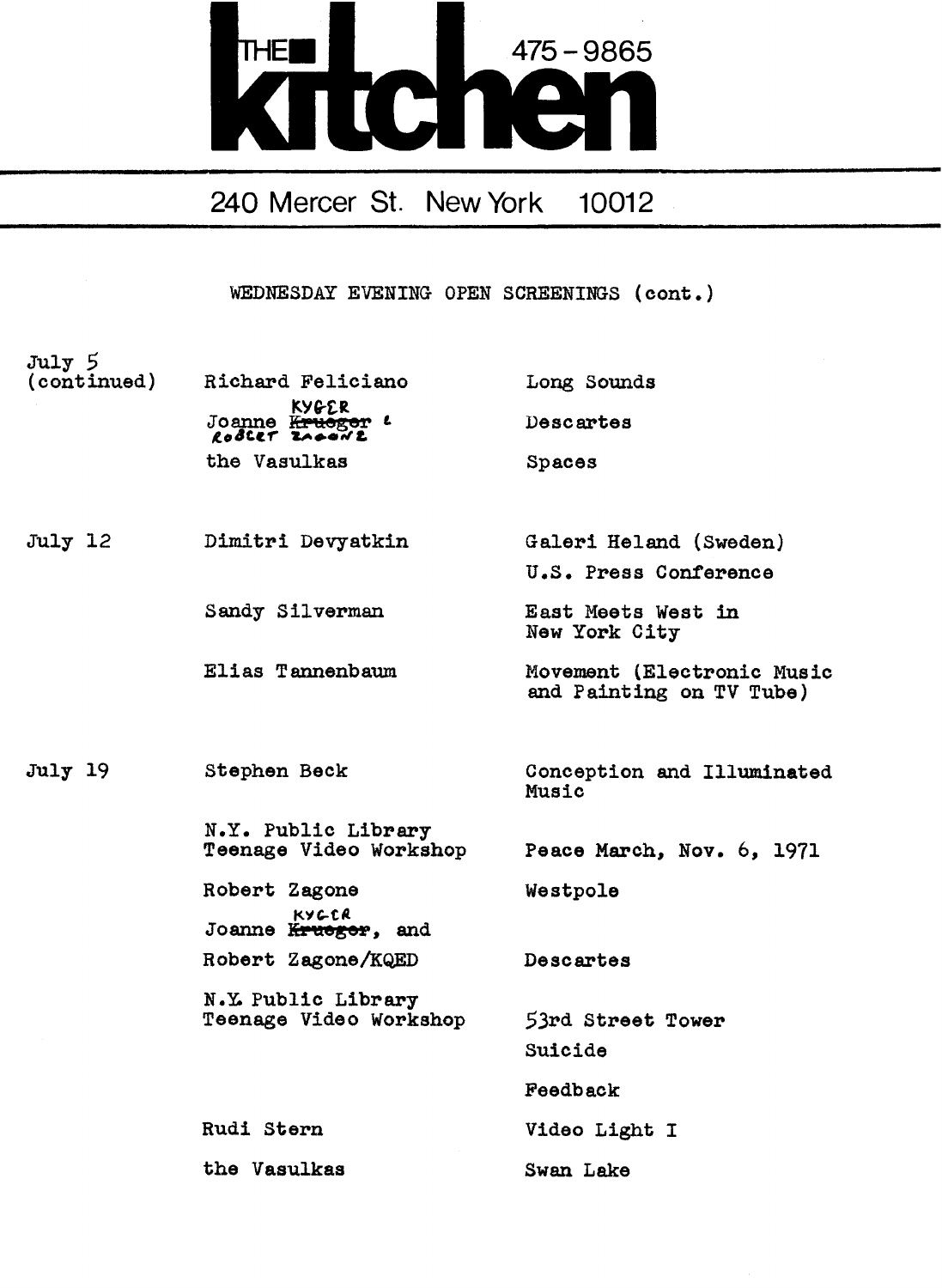# THE kitchen 475-9865

240 Mercer St. New York 10012

WEDNESDAY EVENING OPEN SCREENINGS (cont.)

| | | |
|---|---|---|
| July 5 (continued) | Richard Feliciano | Long Sounds |
| | Joanne ~~Krueger~~ KYGER & ROBERT ZAGONE | Descartes |
| | the Vasulkas | Spaces |
| July 12 | Dimitri Devyatkin | Galeri Heland (Sweden) |
| | | U.S. Press Conference |
| | Sandy Silverman | East Meets West in New York City |
| | Elias Tannenbaum | Movement (Electronic Music and Painting on TV Tube) |
| July 19 | Stephen Beck | Conception and Illuminated Music |
| | N.Y. Public Library Teenage Video Workshop | Peace March, Nov. 6, 1971 |
| | Robert Zagone | Westpole |
| | Joanne ~~Krueger~~ KYGER, and Robert Zagone/KQED | Descartes |
| | N.Y. Public Library Teenage Video Workshop | 53rd Street Tower |
| | | Suicide |
| | | Feedback |
| | Rudi Stern | Video Light I |
| | the Vasulkas | Swan Lake |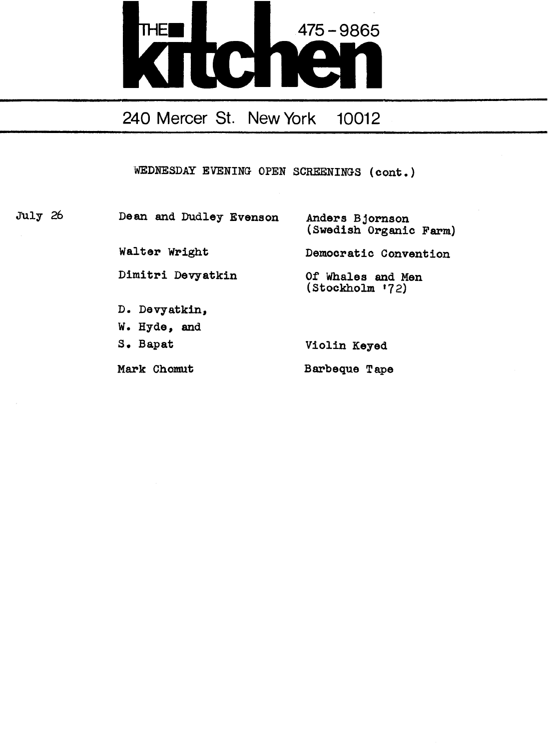# THE kitchen

475-9865

240 Mercer St. New York 10012

WEDNESDAY EVENING OPEN SCREENINGS (cont.)

| | | |
|---|---|---|
| July 26 | Dean and Dudley Evenson | Anders Bjornson (Swedish Organic Farm) |
| | Walter Wright | Democratic Convention |
| | Dimitri Devyatkin | Of Whales and Men (Stockholm '72) |
| | D. Devyatkin, W. Hyde, and S. Bapat | Violin Keyed |
| | Mark Chomut | Barbeque Tape |